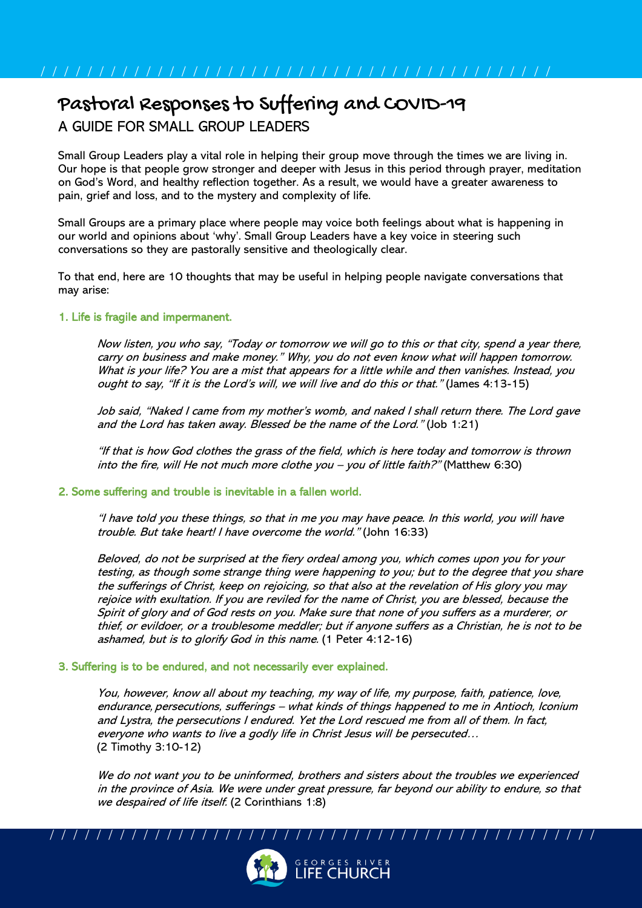# Pastoral Responses to Suffering and COVID-19

## A GUIDE FOR SMALL GROUP LEADERS

Small Group Leaders play a vital role in helping their group move through the times we are living in. Our hope is that people grow stronger and deeper with Jesus in this period through prayer, meditation on God's Word, and healthy reflection together. As a result, we would have a greater awareness to pain, grief and loss, and to the mystery and complexity of life.

Small Groups are a primary place where people may voice both feelings about what is happening in our world and opinions about 'why'. Small Group Leaders have a key voice in steering such conversations so they are pastorally sensitive and theologically clear.

To that end, here are 10 thoughts that may be useful in helping people navigate conversations that may arise:

### 1. Life is fragile and impermanent.

> *Now listen, you who say, "Today or tomorrow we will go to this or that city, spend a year there, carry on business and make money." Why, you do not even know what will happen tomorrow. What is your life? You are a mist that appears for a little while and then vanishes. Instead, you ought to say, "If it is the Lord's will, we will live and do this or that."* (James 4:13-15)
>
> *Job said, "Naked I came from my mother's womb, and naked I shall return there. The Lord gave and the Lord has taken away. Blessed be the name of the Lord."* (Job 1:21)
>
> *"If that is how God clothes the grass of the field, which is here today and tomorrow is thrown into the fire, will He not much more clothe you – you of little faith?"* (Matthew 6:30)

### 2. Some suffering and trouble is inevitable in a fallen world.

> *"I have told you these things, so that in me you may have peace. In this world, you will have trouble. But take heart! I have overcome the world."* (John 16:33)
>
> *Beloved, do not be surprised at the fiery ordeal among you, which comes upon you for your testing, as though some strange thing were happening to you; but to the degree that you share the sufferings of Christ, keep on rejoicing, so that also at the revelation of His glory you may rejoice with exultation. If you are reviled for the name of Christ, you are blessed, because the Spirit of glory and of God rests on you. Make sure that none of you suffers as a murderer, or thief, or evildoer, or a troublesome meddler; but if anyone suffers as a Christian, he is not to be ashamed, but is to glorify God in this name.* (1 Peter 4:12-16)

### 3. Suffering is to be endured, and not necessarily ever explained.

> *You, however, know all about my teaching, my way of life, my purpose, faith, patience, love, endurance, persecutions, sufferings – what kinds of things happened to me in Antioch, Iconium and Lystra, the persecutions I endured. Yet the Lord rescued me from all of them. In fact, everyone who wants to live a godly life in Christ Jesus will be persecuted…* (2 Timothy 3:10-12)
>
> *We do not want you to be uninformed, brothers and sisters about the troubles we experienced in the province of Asia. We were under great pressure, far beyond our ability to endure, so that we despaired of life itself.* (2 Corinthians 1:8)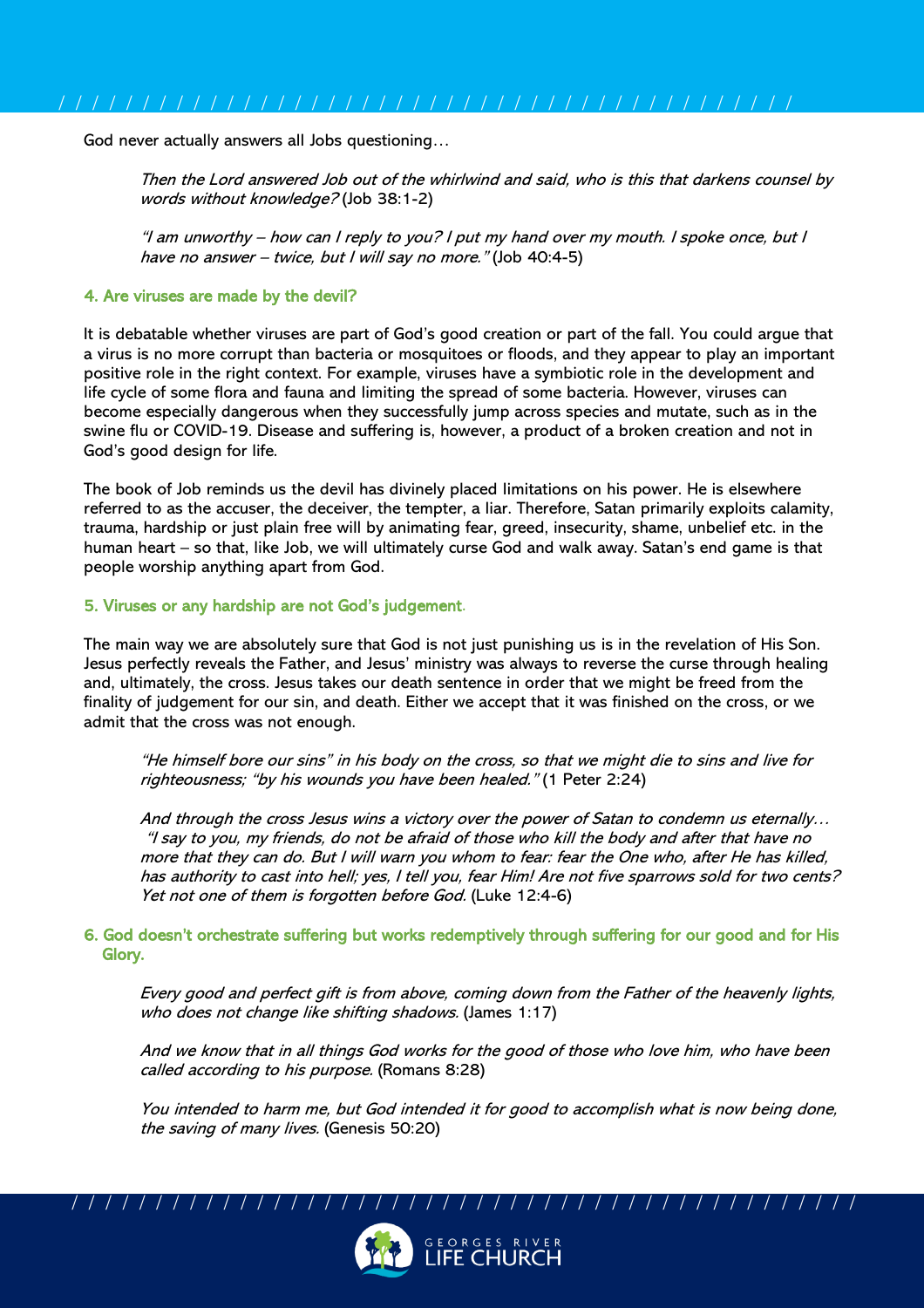God never actually answers all Jobs questioning…

> *Then the Lord answered Job out of the whirlwind and said, who is this that darkens counsel by words without knowledge?* (Job 38:1-2)
>
> *"I am unworthy – how can I reply to you? I put my hand over my mouth. I spoke once, but I have no answer – twice, but I will say no more."* (Job 40:4-5)

### 4. Are viruses are made by the devil?

It is debatable whether viruses are part of God's good creation or part of the fall. You could argue that a virus is no more corrupt than bacteria or mosquitoes or floods, and they appear to play an important positive role in the right context. For example, viruses have a symbiotic role in the development and life cycle of some flora and fauna and limiting the spread of some bacteria. However, viruses can become especially dangerous when they successfully jump across species and mutate, such as in the swine flu or COVID-19. Disease and suffering is, however, a product of a broken creation and not in God's good design for life.

The book of Job reminds us the devil has divinely placed limitations on his power. He is elsewhere referred to as the accuser, the deceiver, the tempter, a liar. Therefore, Satan primarily exploits calamity, trauma, hardship or just plain free will by animating fear, greed, insecurity, shame, unbelief etc. in the human heart – so that, like Job, we will ultimately curse God and walk away. Satan's end game is that people worship anything apart from God.

### 5. Viruses or any hardship are not God's judgement.

The main way we are absolutely sure that God is not just punishing us is in the revelation of His Son. Jesus perfectly reveals the Father, and Jesus' ministry was always to reverse the curse through healing and, ultimately, the cross. Jesus takes our death sentence in order that we might be freed from the finality of judgement for our sin, and death. Either we accept that it was finished on the cross, or we admit that the cross was not enough.

> *"He himself bore our sins" in his body on the cross, so that we might die to sins and live for righteousness; "by his wounds you have been healed."* (1 Peter 2:24)
>
> *And through the cross Jesus wins a victory over the power of Satan to condemn us eternally… "I say to you, my friends, do not be afraid of those who kill the body and after that have no more that they can do. But I will warn you whom to fear: fear the One who, after He has killed, has authority to cast into hell; yes, I tell you, fear Him! Are not five sparrows sold for two cents? Yet not one of them is forgotten before God.* (Luke 12:4-6)

### 6. God doesn't orchestrate suffering but works redemptively through suffering for our good and for His Glory.

> *Every good and perfect gift is from above, coming down from the Father of the heavenly lights, who does not change like shifting shadows.* (James 1:17)
>
> *And we know that in all things God works for the good of those who love him, who have been called according to his purpose.* (Romans 8:28)
>
> *You intended to harm me, but God intended it for good to accomplish what is now being done, the saving of many lives.* (Genesis 50:20)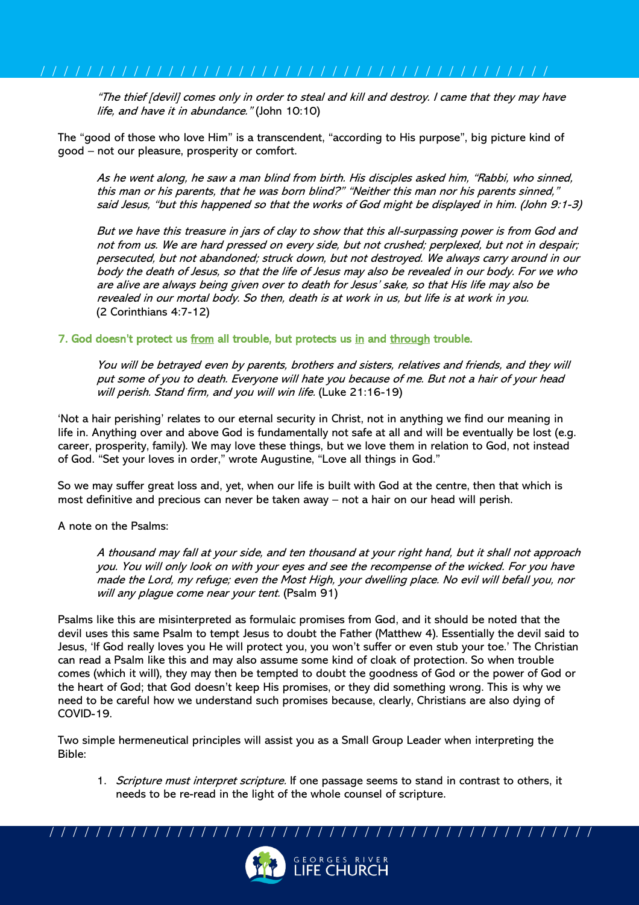> *"The thief [devil] comes only in order to steal and kill and destroy. I came that they may have life, and have it in abundance."* (John 10:10)

The "good of those who love Him" is a transcendent, "according to His purpose", big picture kind of good – not our pleasure, prosperity or comfort.

> *As he went along, he saw a man blind from birth. His disciples asked him, "Rabbi, who sinned, this man or his parents, that he was born blind?" "Neither this man nor his parents sinned," said Jesus, "but this happened so that the works of God might be displayed in him. (John 9:1-3)*

> *But we have this treasure in jars of clay to show that this all-surpassing power is from God and not from us. We are hard pressed on every side, but not crushed; perplexed, but not in despair; persecuted, but not abandoned; struck down, but not destroyed. We always carry around in our body the death of Jesus, so that the life of Jesus may also be revealed in our body. For we who are alive are always being given over to death for Jesus' sake, so that His life may also be revealed in our mortal body. So then, death is at work in us, but life is at work in you.*
> (2 Corinthians 4:7-12)

### 7. God doesn't protect us from all trouble, but protects us in and through trouble.

> *You will be betrayed even by parents, brothers and sisters, relatives and friends, and they will put some of you to death. Everyone will hate you because of me. But not a hair of your head will perish. Stand firm, and you will win life.* (Luke 21:16-19)

'Not a hair perishing' relates to our eternal security in Christ, not in anything we find our meaning in life in. Anything over and above God is fundamentally not safe at all and will be eventually be lost (e.g. career, prosperity, family). We may love these things, but we love them in relation to God, not instead of God. "Set your loves in order," wrote Augustine, "Love all things in God."

So we may suffer great loss and, yet, when our life is built with God at the centre, then that which is most definitive and precious can never be taken away – not a hair on our head will perish.

A note on the Psalms:

> *A thousand may fall at your side, and ten thousand at your right hand, but it shall not approach you. You will only look on with your eyes and see the recompense of the wicked. For you have made the Lord, my refuge; even the Most High, your dwelling place. No evil will befall you, nor will any plague come near your tent.* (Psalm 91)

Psalms like this are misinterpreted as formulaic promises from God, and it should be noted that the devil uses this same Psalm to tempt Jesus to doubt the Father (Matthew 4). Essentially the devil said to Jesus, 'If God really loves you He will protect you, you won't suffer or even stub your toe.' The Christian can read a Psalm like this and may also assume some kind of cloak of protection. So when trouble comes (which it will), they may then be tempted to doubt the goodness of God or the power of God or the heart of God; that God doesn't keep His promises, or they did something wrong. This is why we need to be careful how we understand such promises because, clearly, Christians are also dying of COVID-19.

Two simple hermeneutical principles will assist you as a Small Group Leader when interpreting the Bible:

1. *Scripture must interpret scripture.* If one passage seems to stand in contrast to others, it needs to be re-read in the light of the whole counsel of scripture.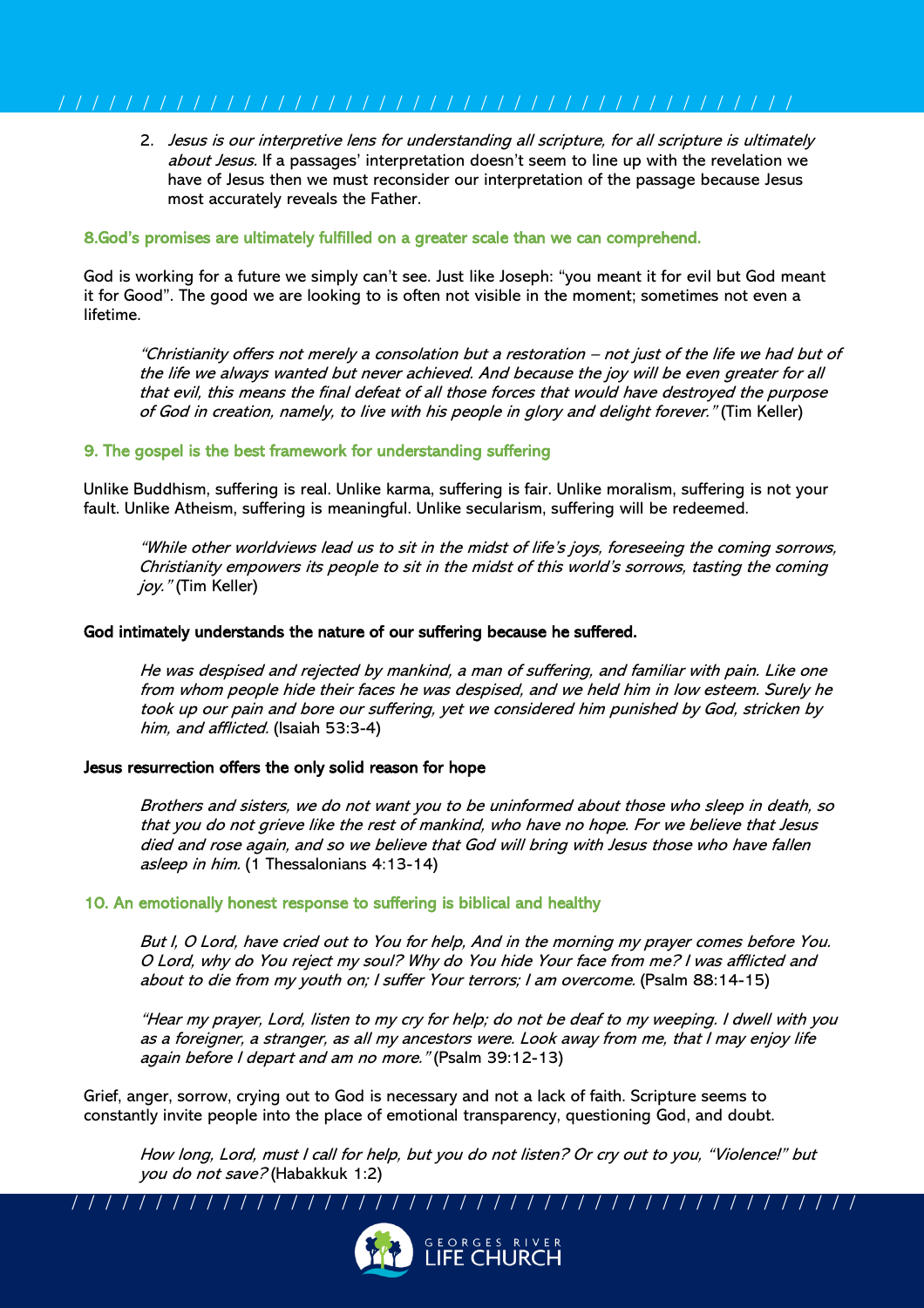2. *Jesus is our interpretive lens for understanding all scripture, for all scripture is ultimately about Jesus.* If a passages' interpretation doesn't seem to line up with the revelation we have of Jesus then we must reconsider our interpretation of the passage because Jesus most accurately reveals the Father.

### 8.God's promises are ultimately fulfilled on a greater scale than we can comprehend.

God is working for a future we simply can't see. Just like Joseph: "you meant it for evil but God meant it for Good". The good we are looking to is often not visible in the moment; sometimes not even a lifetime.

> *"Christianity offers not merely a consolation but a restoration – not just of the life we had but of the life we always wanted but never achieved. And because the joy will be even greater for all that evil, this means the final defeat of all those forces that would have destroyed the purpose of God in creation, namely, to live with his people in glory and delight forever."* (Tim Keller)

### 9. The gospel is the best framework for understanding suffering

Unlike Buddhism, suffering is real. Unlike karma, suffering is fair. Unlike moralism, suffering is not your fault. Unlike Atheism, suffering is meaningful. Unlike secularism, suffering will be redeemed.

> *"While other worldviews lead us to sit in the midst of life's joys, foreseeing the coming sorrows, Christianity empowers its people to sit in the midst of this world's sorrows, tasting the coming joy."* (Tim Keller)

**God intimately understands the nature of our suffering because he suffered.**

> *He was despised and rejected by mankind, a man of suffering, and familiar with pain. Like one from whom people hide their faces he was despised, and we held him in low esteem. Surely he took up our pain and bore our suffering, yet we considered him punished by God, stricken by him, and afflicted.* (Isaiah 53:3-4)

**Jesus resurrection offers the only solid reason for hope**

> *Brothers and sisters, we do not want you to be uninformed about those who sleep in death, so that you do not grieve like the rest of mankind, who have no hope. For we believe that Jesus died and rose again, and so we believe that God will bring with Jesus those who have fallen asleep in him.* (1 Thessalonians 4:13-14)

### 10. An emotionally honest response to suffering is biblical and healthy

> *But I, O Lord, have cried out to You for help, And in the morning my prayer comes before You. O Lord, why do You reject my soul? Why do You hide Your face from me? I was afflicted and about to die from my youth on; I suffer Your terrors; I am overcome.* (Psalm 88:14-15)

> *"Hear my prayer, Lord, listen to my cry for help; do not be deaf to my weeping. I dwell with you as a foreigner, a stranger, as all my ancestors were. Look away from me, that I may enjoy life again before I depart and am no more."* (Psalm 39:12-13)

Grief, anger, sorrow, crying out to God is necessary and not a lack of faith. Scripture seems to constantly invite people into the place of emotional transparency, questioning God, and doubt.

> *How long, Lord, must I call for help, but you do not listen? Or cry out to you, "Violence!" but you do not save?* (Habakkuk 1:2)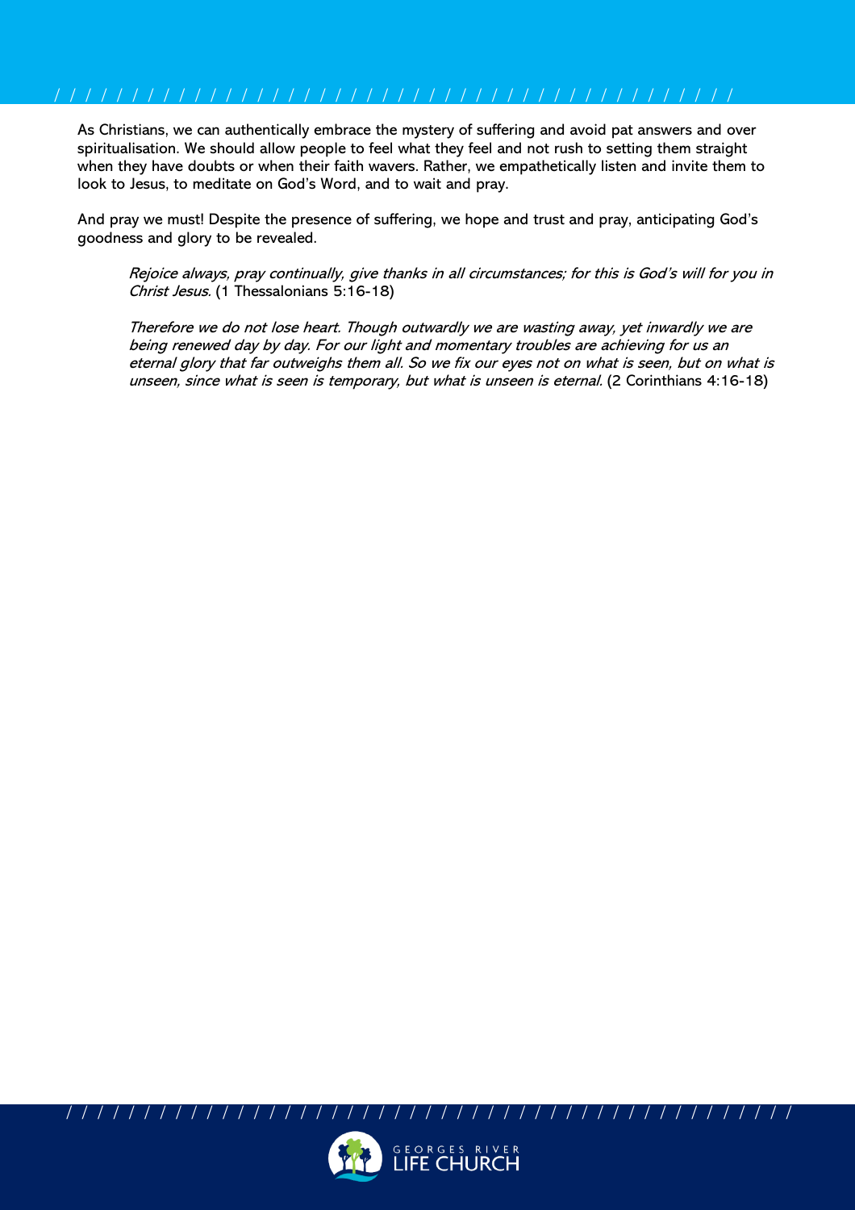As Christians, we can authentically embrace the mystery of suffering and avoid pat answers and over spiritualisation. We should allow people to feel what they feel and not rush to setting them straight when they have doubts or when their faith wavers. Rather, we empathetically listen and invite them to look to Jesus, to meditate on God's Word, and to wait and pray.

And pray we must! Despite the presence of suffering, we hope and trust and pray, anticipating God's goodness and glory to be revealed.

> *Rejoice always, pray continually, give thanks in all circumstances; for this is God's will for you in Christ Jesus.* (1 Thessalonians 5:16-18)

> *Therefore we do not lose heart. Though outwardly we are wasting away, yet inwardly we are being renewed day by day. For our light and momentary troubles are achieving for us an eternal glory that far outweighs them all. So we fix our eyes not on what is seen, but on what is unseen, since what is seen is temporary, but what is unseen is eternal.* (2 Corinthians 4:16-18)